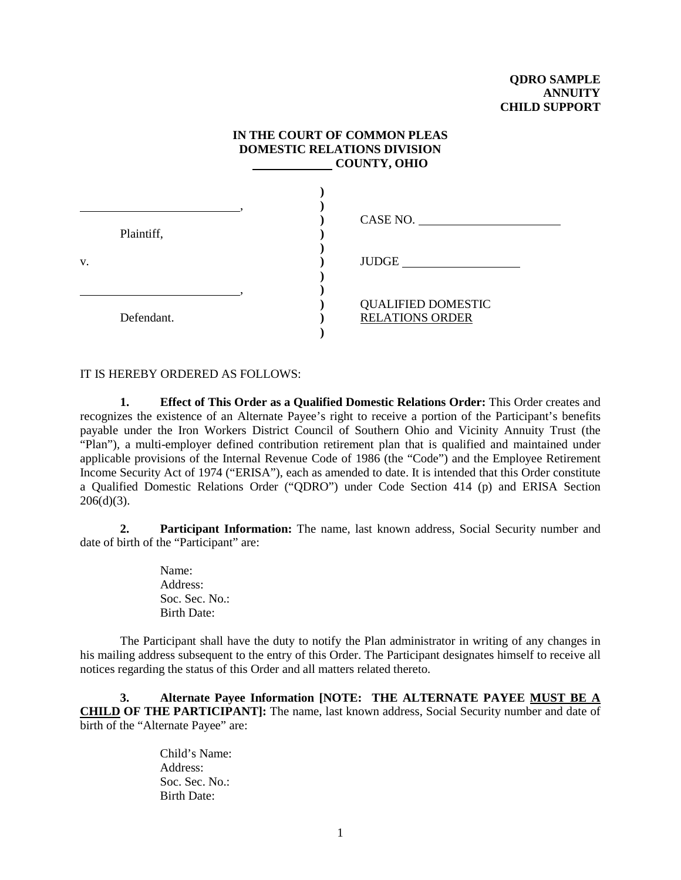**QDRO SAMPLE**
**ANNUITY**
**CHILD SUPPORT**

**IN THE COURT OF COMMON PLEAS**
**DOMESTIC RELATIONS DIVISION**
**\_\_\_\_\_\_\_\_\_\_\_\_ COUNTY, OHIO**

| | | |
|---|---|---|
| \_\_\_\_\_\_\_\_\_\_\_\_\_\_\_\_\_\_\_\_\_\_\_\_\_\_, | ) | CASE NO. \_\_\_\_\_\_\_\_\_\_\_\_\_\_\_\_\_\_\_\_\_\_\_ |
| Plaintiff, | ) | |
| v. | ) | JUDGE \_\_\_\_\_\_\_\_\_\_\_\_\_\_\_\_\_\_\_ |
| \_\_\_\_\_\_\_\_\_\_\_\_\_\_\_\_\_\_\_\_\_\_\_\_\_\_, | ) | QUALIFIED DOMESTIC RELATIONS ORDER |
| Defendant. | ) | |

IT IS HEREBY ORDERED AS FOLLOWS:

**1. Effect of This Order as a Qualified Domestic Relations Order:** This Order creates and recognizes the existence of an Alternate Payee's right to receive a portion of the Participant's benefits payable under the Iron Workers District Council of Southern Ohio and Vicinity Annuity Trust (the "Plan"), a multi-employer defined contribution retirement plan that is qualified and maintained under applicable provisions of the Internal Revenue Code of 1986 (the "Code") and the Employee Retirement Income Security Act of 1974 ("ERISA"), each as amended to date. It is intended that this Order constitute a Qualified Domestic Relations Order ("QDRO") under Code Section 414 (p) and ERISA Section 206(d)(3).

**2. Participant Information:** The name, last known address, Social Security number and date of birth of the "Participant" are:

Name:
Address:
Soc. Sec. No.:
Birth Date:

The Participant shall have the duty to notify the Plan administrator in writing of any changes in his mailing address subsequent to the entry of this Order. The Participant designates himself to receive all notices regarding the status of this Order and all matters related thereto.

**3. Alternate Payee Information [NOTE: THE ALTERNATE PAYEE MUST BE A CHILD OF THE PARTICIPANT]:** The name, last known address, Social Security number and date of birth of the "Alternate Payee" are:

Child's Name:
Address:
Soc. Sec. No.:
Birth Date: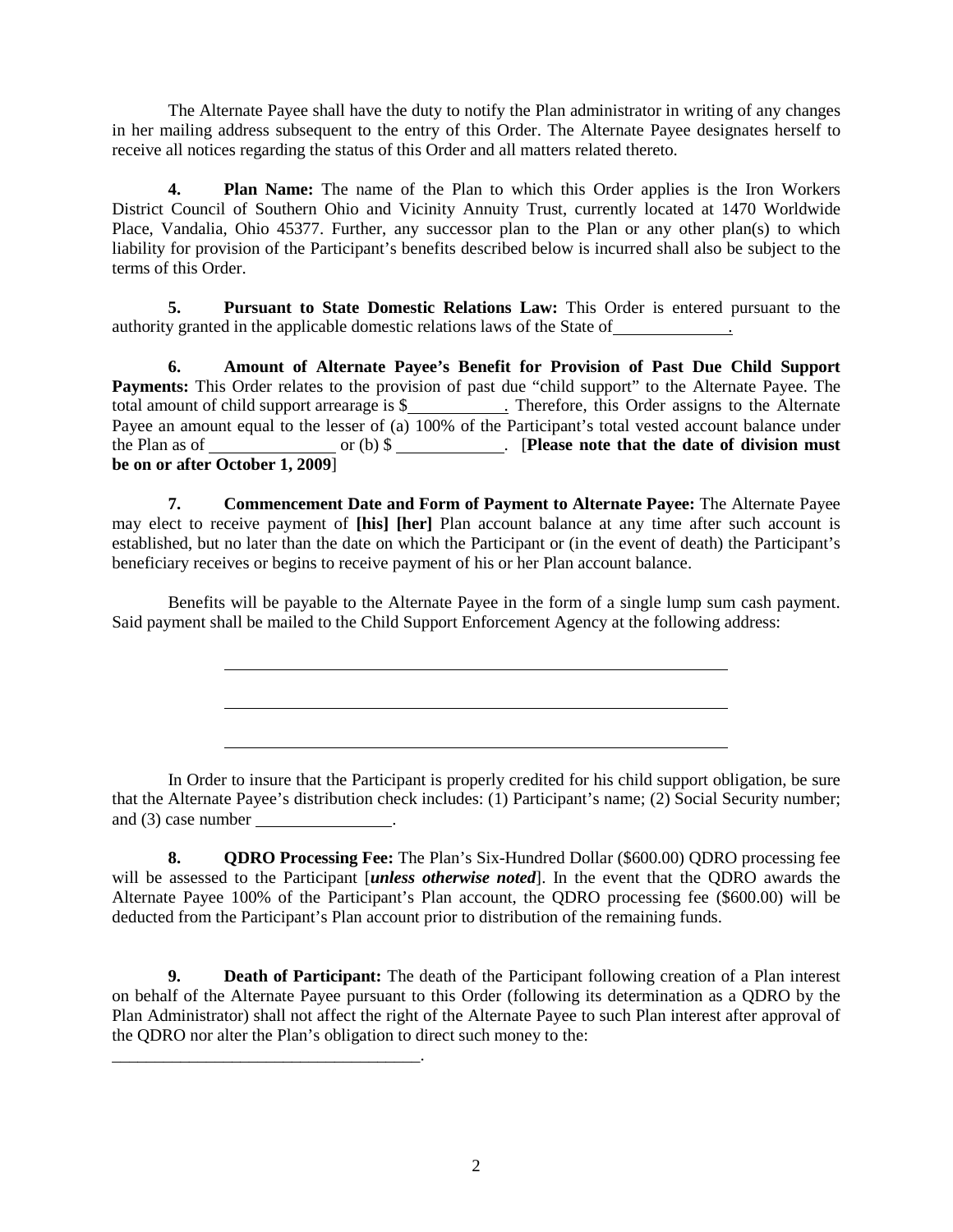The Alternate Payee shall have the duty to notify the Plan administrator in writing of any changes in her mailing address subsequent to the entry of this Order. The Alternate Payee designates herself to receive all notices regarding the status of this Order and all matters related thereto.

**4. Plan Name:** The name of the Plan to which this Order applies is the Iron Workers District Council of Southern Ohio and Vicinity Annuity Trust, currently located at 1470 Worldwide Place, Vandalia, Ohio 45377. Further, any successor plan to the Plan or any other plan(s) to which liability for provision of the Participant's benefits described below is incurred shall also be subject to the terms of this Order.

**5. Pursuant to State Domestic Relations Law:** This Order is entered pursuant to the authority granted in the applicable domestic relations laws of the State of ______________.

**6. Amount of Alternate Payee's Benefit for Provision of Past Due Child Support Payments:** This Order relates to the provision of past due "child support" to the Alternate Payee. The total amount of child support arrearage is $____________. Therefore, this Order assigns to the Alternate Payee an amount equal to the lesser of (a) 100% of the Participant's total vested account balance under the Plan as of ________________ or (b) $ _____________. [**Please note that the date of division must be on or after October 1, 2009**]

**7. Commencement Date and Form of Payment to Alternate Payee:** The Alternate Payee may elect to receive payment of **[his] [her]** Plan account balance at any time after such account is established, but no later than the date on which the Participant or (in the event of death) the Participant's beneficiary receives or begins to receive payment of his or her Plan account balance.

Benefits will be payable to the Alternate Payee in the form of a single lump sum cash payment. Said payment shall be mailed to the Child Support Enforcement Agency at the following address:

______________________________________________________________

______________________________________________________________

______________________________________________________________

In Order to insure that the Participant is properly credited for his child support obligation, be sure that the Alternate Payee's distribution check includes: (1) Participant's name; (2) Social Security number; and (3) case number _________________.

**8. QDRO Processing Fee:** The Plan's Six-Hundred Dollar ($600.00) QDRO processing fee will be assessed to the Participant [***unless otherwise noted***]. In the event that the QDRO awards the Alternate Payee 100% of the Participant's Plan account, the QDRO processing fee ($600.00) will be deducted from the Participant's Plan account prior to distribution of the remaining funds.

**9. Death of Participant:** The death of the Participant following creation of a Plan interest on behalf of the Alternate Payee pursuant to this Order (following its determination as a QDRO by the Plan Administrator) shall not affect the right of the Alternate Payee to such Plan interest after approval of the QDRO nor alter the Plan's obligation to direct such money to the: ____________________________________.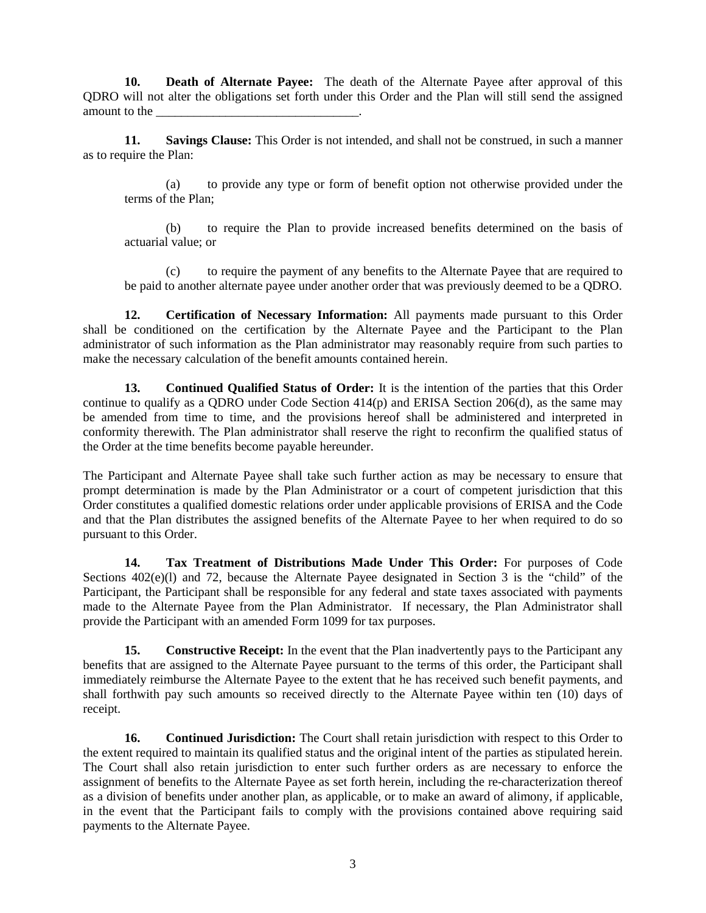**10. Death of Alternate Payee:** The death of the Alternate Payee after approval of this QDRO will not alter the obligations set forth under this Order and the Plan will still send the assigned amount to the ________________________________.

**11. Savings Clause:** This Order is not intended, and shall not be construed, in such a manner as to require the Plan:

(a) to provide any type or form of benefit option not otherwise provided under the terms of the Plan;

(b) to require the Plan to provide increased benefits determined on the basis of actuarial value; or

(c) to require the payment of any benefits to the Alternate Payee that are required to be paid to another alternate payee under another order that was previously deemed to be a QDRO.

**12. Certification of Necessary Information:** All payments made pursuant to this Order shall be conditioned on the certification by the Alternate Payee and the Participant to the Plan administrator of such information as the Plan administrator may reasonably require from such parties to make the necessary calculation of the benefit amounts contained herein.

**13. Continued Qualified Status of Order:** It is the intention of the parties that this Order continue to qualify as a QDRO under Code Section 414(p) and ERISA Section 206(d), as the same may be amended from time to time, and the provisions hereof shall be administered and interpreted in conformity therewith. The Plan administrator shall reserve the right to reconfirm the qualified status of the Order at the time benefits become payable hereunder.

The Participant and Alternate Payee shall take such further action as may be necessary to ensure that prompt determination is made by the Plan Administrator or a court of competent jurisdiction that this Order constitutes a qualified domestic relations order under applicable provisions of ERISA and the Code and that the Plan distributes the assigned benefits of the Alternate Payee to her when required to do so pursuant to this Order.

**14. Tax Treatment of Distributions Made Under This Order:** For purposes of Code Sections 402(e)(l) and 72, because the Alternate Payee designated in Section 3 is the "child" of the Participant, the Participant shall be responsible for any federal and state taxes associated with payments made to the Alternate Payee from the Plan Administrator. If necessary, the Plan Administrator shall provide the Participant with an amended Form 1099 for tax purposes.

**15. Constructive Receipt:** In the event that the Plan inadvertently pays to the Participant any benefits that are assigned to the Alternate Payee pursuant to the terms of this order, the Participant shall immediately reimburse the Alternate Payee to the extent that he has received such benefit payments, and shall forthwith pay such amounts so received directly to the Alternate Payee within ten (10) days of receipt.

**16. Continued Jurisdiction:** The Court shall retain jurisdiction with respect to this Order to the extent required to maintain its qualified status and the original intent of the parties as stipulated herein. The Court shall also retain jurisdiction to enter such further orders as are necessary to enforce the assignment of benefits to the Alternate Payee as set forth herein, including the re-characterization thereof as a division of benefits under another plan, as applicable, or to make an award of alimony, if applicable, in the event that the Participant fails to comply with the provisions contained above requiring said payments to the Alternate Payee.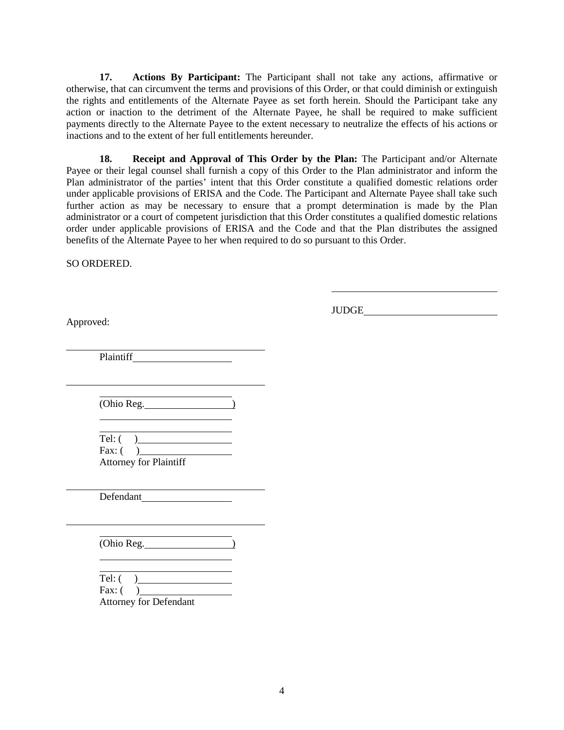**17. Actions By Participant:** The Participant shall not take any actions, affirmative or otherwise, that can circumvent the terms and provisions of this Order, or that could diminish or extinguish the rights and entitlements of the Alternate Payee as set forth herein. Should the Participant take any action or inaction to the detriment of the Alternate Payee, he shall be required to make sufficient payments directly to the Alternate Payee to the extent necessary to neutralize the effects of his actions or inactions and to the extent of her full entitlements hereunder.

**18. Receipt and Approval of This Order by the Plan:** The Participant and/or Alternate Payee or their legal counsel shall furnish a copy of this Order to the Plan administrator and inform the Plan administrator of the parties' intent that this Order constitute a qualified domestic relations order under applicable provisions of ERISA and the Code. The Participant and Alternate Payee shall take such further action as may be necessary to ensure that a prompt determination is made by the Plan administrator or a court of competent jurisdiction that this Order constitutes a qualified domestic relations order under applicable provisions of ERISA and the Code and that the Plan distributes the assigned benefits of the Alternate Payee to her when required to do so pursuant to this Order.

SO ORDERED.

______________________________

JUDGE ________________________

Approved:

______________________________

Plaintiff ________________

______________________________

______________________________

(Ohio Reg. ______________)

______________________________

______________________________

Tel: (    ) ________________

Fax: (    ) ________________

Attorney for Plaintiff

______________________________

Defendant ________________

______________________________

______________________________

(Ohio Reg. ______________)

______________________________

______________________________

Tel: (    ) ________________

Fax: (    ) ________________

Attorney for Defendant